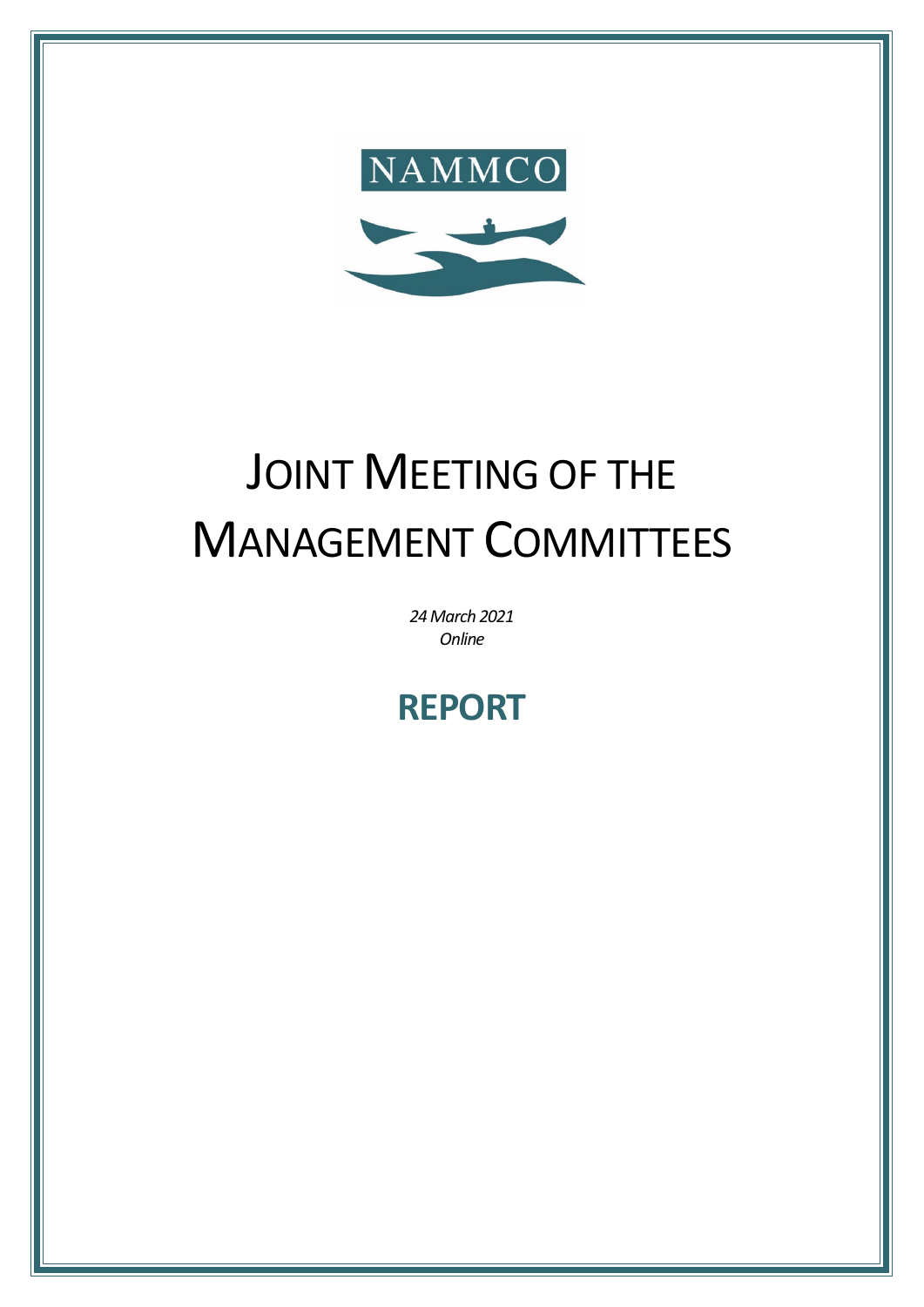NAMMCO

# JOINT MEETING OF THE MANAGEMENT COMMITTEES

*24 March 2021*
*Online*

## REPORT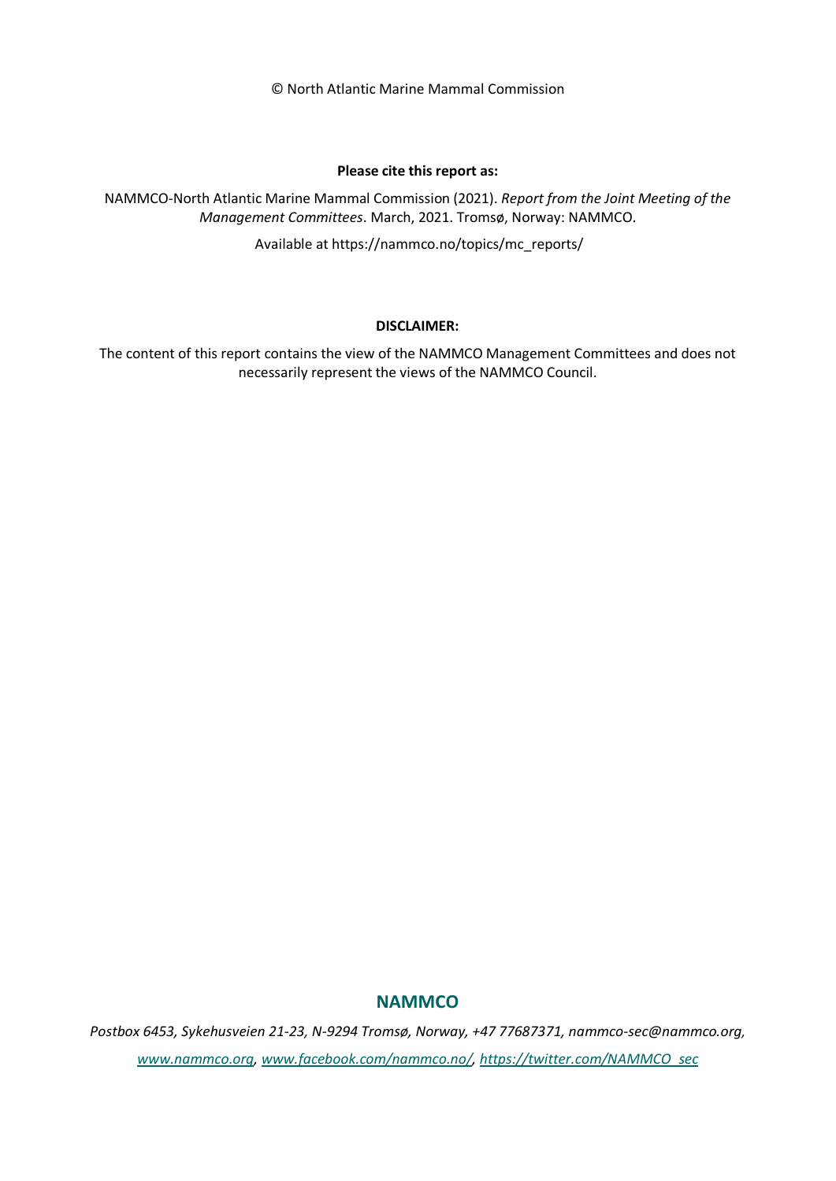© North Atlantic Marine Mammal Commission

**Please cite this report as:**

NAMMCO-North Atlantic Marine Mammal Commission (2021). *Report from the Joint Meeting of the Management Committees*. March, 2021. Tromsø, Norway: NAMMCO.

Available at https://nammco.no/topics/mc_reports/

**DISCLAIMER:**

The content of this report contains the view of the NAMMCO Management Committees and does not necessarily represent the views of the NAMMCO Council.

**NAMMCO**

*Postbox 6453, Sykehusveien 21-23, N-9294 Tromsø, Norway, +47 77687371, nammco-sec@nammco.org,*

*www.nammco.org, www.facebook.com/nammco.no/, https://twitter.com/NAMMCO_sec*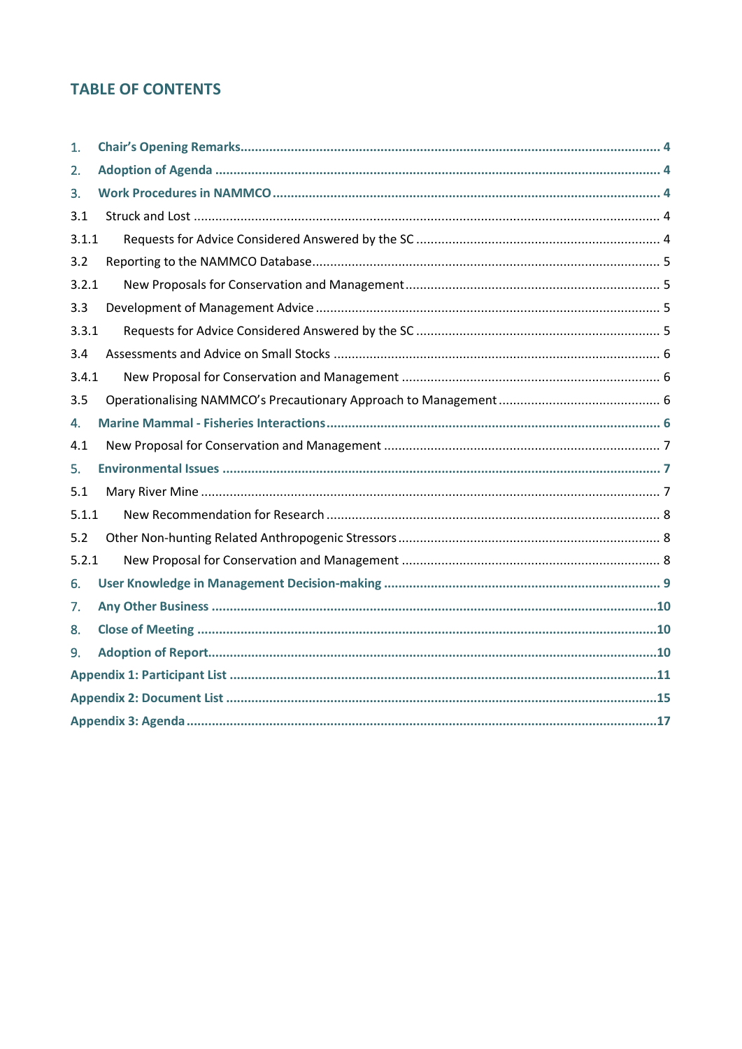## TABLE OF CONTENTS

1. **Chair's Opening Remarks** ........ 4
2. **Adoption of Agenda** ........ 4
3. **Work Procedures in NAMMCO** ........ 4

3.1 Struck and Lost ........ 4

3.1.1 Requests for Advice Considered Answered by the SC ........ 4

3.2 Reporting to the NAMMCO Database ........ 5

3.2.1 New Proposals for Conservation and Management ........ 5

3.3 Development of Management Advice ........ 5

3.3.1 Requests for Advice Considered Answered by the SC ........ 5

3.4 Assessments and Advice on Small Stocks ........ 6

3.4.1 New Proposal for Conservation and Management ........ 6

3.5 Operationalising NAMMCO's Precautionary Approach to Management ........ 6

4. **Marine Mammal - Fisheries Interactions** ........ 6

4.1 New Proposal for Conservation and Management ........ 7

5. **Environmental Issues** ........ 7

5.1 Mary River Mine ........ 7

5.1.1 New Recommendation for Research ........ 8

5.2 Other Non-hunting Related Anthropogenic Stressors ........ 8

5.2.1 New Proposal for Conservation and Management ........ 8

6. **User Knowledge in Management Decision-making** ........ 9
7. **Any Other Business** ........ 10
8. **Close of Meeting** ........ 10
9. **Adoption of Report** ........ 10

**Appendix 1: Participant List** ........ 11

**Appendix 2: Document List** ........ 15

**Appendix 3: Agenda** ........ 17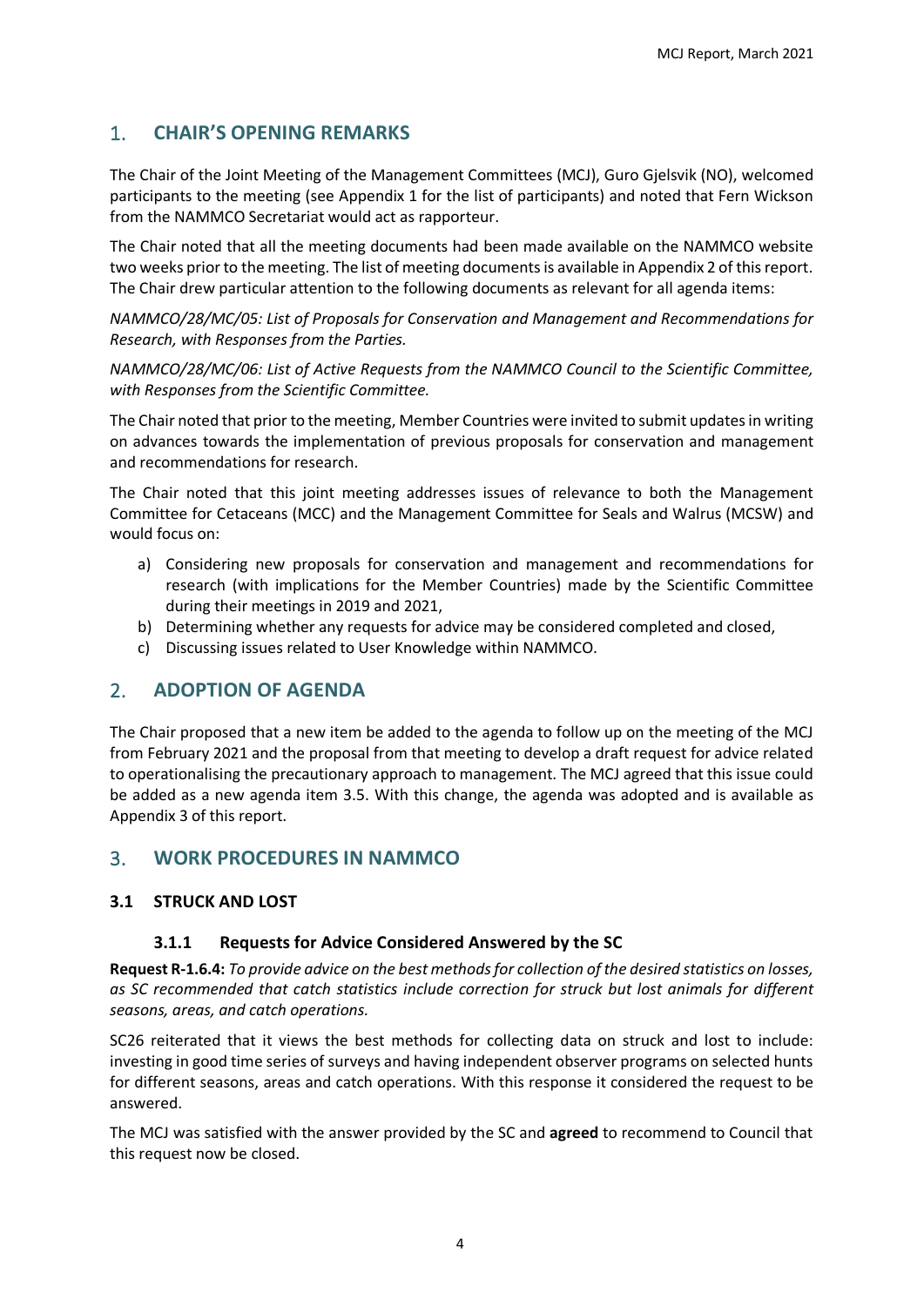## 1. CHAIR'S OPENING REMARKS

The Chair of the Joint Meeting of the Management Committees (MCJ), Guro Gjelsvik (NO), welcomed participants to the meeting (see Appendix 1 for the list of participants) and noted that Fern Wickson from the NAMMCO Secretariat would act as rapporteur.

The Chair noted that all the meeting documents had been made available on the NAMMCO website two weeks prior to the meeting. The list of meeting documents is available in Appendix 2 of this report. The Chair drew particular attention to the following documents as relevant for all agenda items:

*NAMMCO/28/MC/05: List of Proposals for Conservation and Management and Recommendations for Research, with Responses from the Parties.*

*NAMMCO/28/MC/06: List of Active Requests from the NAMMCO Council to the Scientific Committee, with Responses from the Scientific Committee.*

The Chair noted that prior to the meeting, Member Countries were invited to submit updates in writing on advances towards the implementation of previous proposals for conservation and management and recommendations for research.

The Chair noted that this joint meeting addresses issues of relevance to both the Management Committee for Cetaceans (MCC) and the Management Committee for Seals and Walrus (MCSW) and would focus on:

a) Considering new proposals for conservation and management and recommendations for research (with implications for the Member Countries) made by the Scientific Committee during their meetings in 2019 and 2021,
b) Determining whether any requests for advice may be considered completed and closed,
c) Discussing issues related to User Knowledge within NAMMCO.

## 2. ADOPTION OF AGENDA

The Chair proposed that a new item be added to the agenda to follow up on the meeting of the MCJ from February 2021 and the proposal from that meeting to develop a draft request for advice related to operationalising the precautionary approach to management. The MCJ agreed that this issue could be added as a new agenda item 3.5. With this change, the agenda was adopted and is available as Appendix 3 of this report.

## 3. WORK PROCEDURES IN NAMMCO

### 3.1 STRUCK AND LOST

#### 3.1.1 Requests for Advice Considered Answered by the SC

**Request R-1.6.4:** *To provide advice on the best methods for collection of the desired statistics on losses, as SC recommended that catch statistics include correction for struck but lost animals for different seasons, areas, and catch operations.*

SC26 reiterated that it views the best methods for collecting data on struck and lost to include: investing in good time series of surveys and having independent observer programs on selected hunts for different seasons, areas and catch operations. With this response it considered the request to be answered.

The MCJ was satisfied with the answer provided by the SC and **agreed** to recommend to Council that this request now be closed.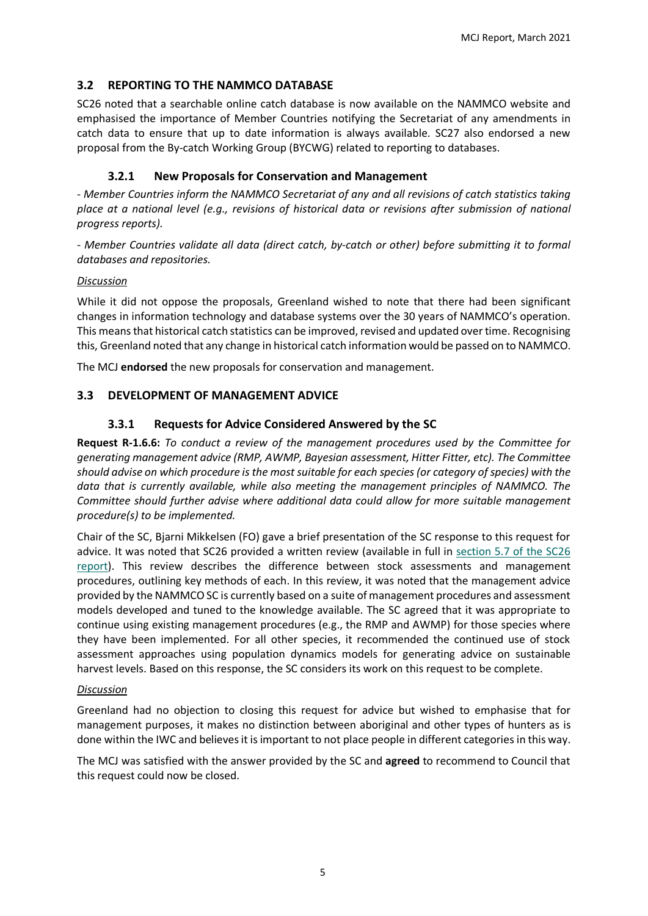## 3.2 REPORTING TO THE NAMMCO DATABASE

SC26 noted that a searchable online catch database is now available on the NAMMCO website and emphasised the importance of Member Countries notifying the Secretariat of any amendments in catch data to ensure that up to date information is always available. SC27 also endorsed a new proposal from the By-catch Working Group (BYCWG) related to reporting to databases.

### 3.2.1 New Proposals for Conservation and Management

*- Member Countries inform the NAMMCO Secretariat of any and all revisions of catch statistics taking place at a national level (e.g., revisions of historical data or revisions after submission of national progress reports).*

*- Member Countries validate all data (direct catch, by-catch or other) before submitting it to formal databases and repositories.*

*Discussion*

While it did not oppose the proposals, Greenland wished to note that there had been significant changes in information technology and database systems over the 30 years of NAMMCO's operation. This means that historical catch statistics can be improved, revised and updated over time. Recognising this, Greenland noted that any change in historical catch information would be passed on to NAMMCO.

The MCJ **endorsed** the new proposals for conservation and management.

## 3.3 DEVELOPMENT OF MANAGEMENT ADVICE

### 3.3.1 Requests for Advice Considered Answered by the SC

**Request R-1.6.6:** *To conduct a review of the management procedures used by the Committee for generating management advice (RMP, AWMP, Bayesian assessment, Hitter Fitter, etc). The Committee should advise on which procedure is the most suitable for each species (or category of species) with the data that is currently available, while also meeting the management principles of NAMMCO. The Committee should further advise where additional data could allow for more suitable management procedure(s) to be implemented.*

Chair of the SC, Bjarni Mikkelsen (FO) gave a brief presentation of the SC response to this request for advice. It was noted that SC26 provided a written review (available in full in section 5.7 of the SC26 report). This review describes the difference between stock assessments and management procedures, outlining key methods of each. In this review, it was noted that the management advice provided by the NAMMCO SC is currently based on a suite of management procedures and assessment models developed and tuned to the knowledge available. The SC agreed that it was appropriate to continue using existing management procedures (e.g., the RMP and AWMP) for those species where they have been implemented. For all other species, it recommended the continued use of stock assessment approaches using population dynamics models for generating advice on sustainable harvest levels. Based on this response, the SC considers its work on this request to be complete.

*Discussion*

Greenland had no objection to closing this request for advice but wished to emphasise that for management purposes, it makes no distinction between aboriginal and other types of hunters as is done within the IWC and believes it is important to not place people in different categories in this way.

The MCJ was satisfied with the answer provided by the SC and **agreed** to recommend to Council that this request could now be closed.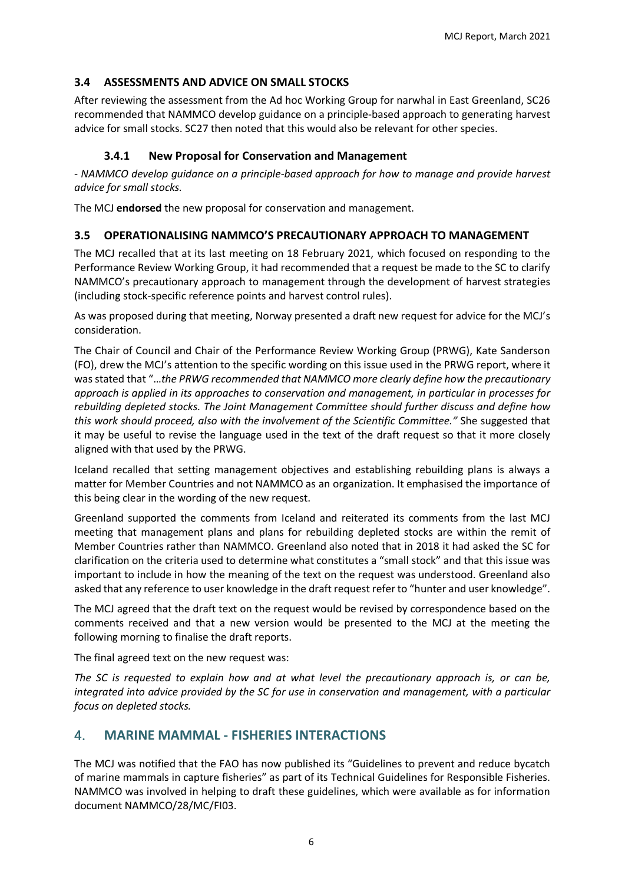### 3.4 ASSESSMENTS AND ADVICE ON SMALL STOCKS

After reviewing the assessment from the Ad hoc Working Group for narwhal in East Greenland, SC26 recommended that NAMMCO develop guidance on a principle-based approach to generating harvest advice for small stocks. SC27 then noted that this would also be relevant for other species.

#### 3.4.1 New Proposal for Conservation and Management

*- NAMMCO develop guidance on a principle-based approach for how to manage and provide harvest advice for small stocks.*

The MCJ **endorsed** the new proposal for conservation and management.

### 3.5 OPERATIONALISING NAMMCO'S PRECAUTIONARY APPROACH TO MANAGEMENT

The MCJ recalled that at its last meeting on 18 February 2021, which focused on responding to the Performance Review Working Group, it had recommended that a request be made to the SC to clarify NAMMCO's precautionary approach to management through the development of harvest strategies (including stock-specific reference points and harvest control rules).

As was proposed during that meeting, Norway presented a draft new request for advice for the MCJ's consideration.

The Chair of Council and Chair of the Performance Review Working Group (PRWG), Kate Sanderson (FO), drew the MCJ's attention to the specific wording on this issue used in the PRWG report, where it was stated that "…*the PRWG recommended that NAMMCO more clearly define how the precautionary approach is applied in its approaches to conservation and management, in particular in processes for rebuilding depleted stocks. The Joint Management Committee should further discuss and define how this work should proceed, also with the involvement of the Scientific Committee."* She suggested that it may be useful to revise the language used in the text of the draft request so that it more closely aligned with that used by the PRWG.

Iceland recalled that setting management objectives and establishing rebuilding plans is always a matter for Member Countries and not NAMMCO as an organization. It emphasised the importance of this being clear in the wording of the new request.

Greenland supported the comments from Iceland and reiterated its comments from the last MCJ meeting that management plans and plans for rebuilding depleted stocks are within the remit of Member Countries rather than NAMMCO. Greenland also noted that in 2018 it had asked the SC for clarification on the criteria used to determine what constitutes a "small stock" and that this issue was important to include in how the meaning of the text on the request was understood. Greenland also asked that any reference to user knowledge in the draft request refer to "hunter and user knowledge".

The MCJ agreed that the draft text on the request would be revised by correspondence based on the comments received and that a new version would be presented to the MCJ at the meeting the following morning to finalise the draft reports.

The final agreed text on the new request was:

*The SC is requested to explain how and at what level the precautionary approach is, or can be, integrated into advice provided by the SC for use in conservation and management, with a particular focus on depleted stocks.*

## 4. MARINE MAMMAL - FISHERIES INTERACTIONS

The MCJ was notified that the FAO has now published its "Guidelines to prevent and reduce bycatch of marine mammals in capture fisheries" as part of its Technical Guidelines for Responsible Fisheries. NAMMCO was involved in helping to draft these guidelines, which were available as for information document NAMMCO/28/MC/FI03.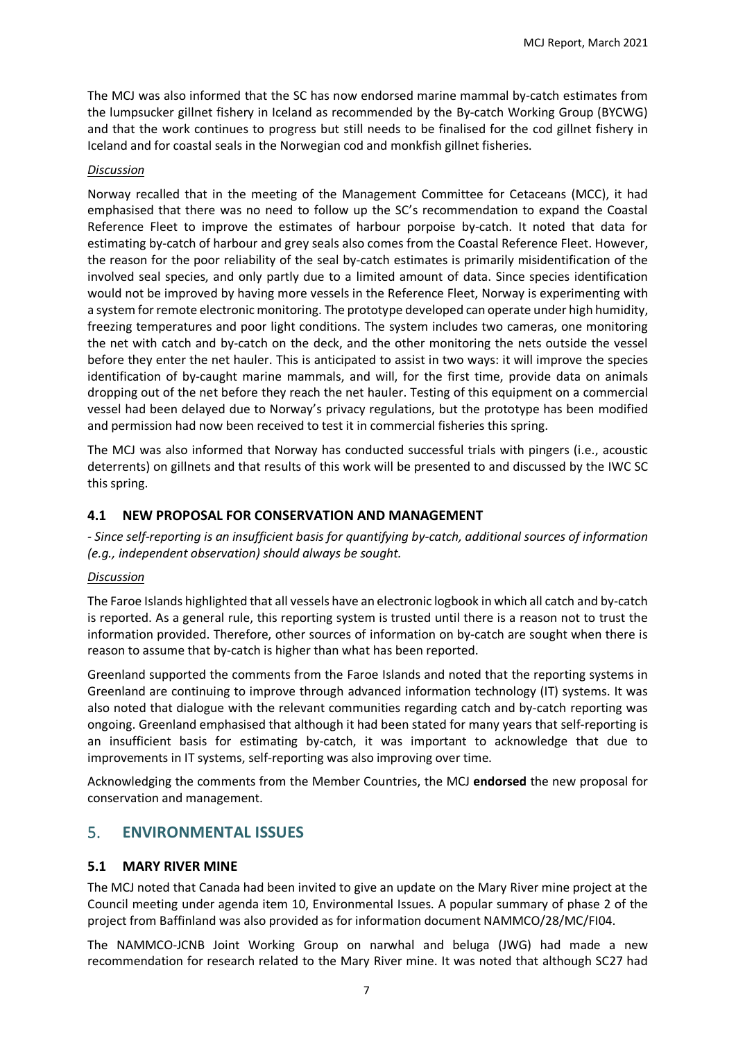The MCJ was also informed that the SC has now endorsed marine mammal by-catch estimates from the lumpsucker gillnet fishery in Iceland as recommended by the By-catch Working Group (BYCWG) and that the work continues to progress but still needs to be finalised for the cod gillnet fishery in Iceland and for coastal seals in the Norwegian cod and monkfish gillnet fisheries.

*Discussion*

Norway recalled that in the meeting of the Management Committee for Cetaceans (MCC), it had emphasised that there was no need to follow up the SC's recommendation to expand the Coastal Reference Fleet to improve the estimates of harbour porpoise by-catch. It noted that data for estimating by-catch of harbour and grey seals also comes from the Coastal Reference Fleet. However, the reason for the poor reliability of the seal by-catch estimates is primarily misidentification of the involved seal species, and only partly due to a limited amount of data. Since species identification would not be improved by having more vessels in the Reference Fleet, Norway is experimenting with a system for remote electronic monitoring. The prototype developed can operate under high humidity, freezing temperatures and poor light conditions. The system includes two cameras, one monitoring the net with catch and by-catch on the deck, and the other monitoring the nets outside the vessel before they enter the net hauler. This is anticipated to assist in two ways: it will improve the species identification of by-caught marine mammals, and will, for the first time, provide data on animals dropping out of the net before they reach the net hauler. Testing of this equipment on a commercial vessel had been delayed due to Norway's privacy regulations, but the prototype has been modified and permission had now been received to test it in commercial fisheries this spring.

The MCJ was also informed that Norway has conducted successful trials with pingers (i.e., acoustic deterrents) on gillnets and that results of this work will be presented to and discussed by the IWC SC this spring.

### 4.1 NEW PROPOSAL FOR CONSERVATION AND MANAGEMENT

*- Since self-reporting is an insufficient basis for quantifying by-catch, additional sources of information (e.g., independent observation) should always be sought.*

*Discussion*

The Faroe Islands highlighted that all vessels have an electronic logbook in which all catch and by-catch is reported. As a general rule, this reporting system is trusted until there is a reason not to trust the information provided. Therefore, other sources of information on by-catch are sought when there is reason to assume that by-catch is higher than what has been reported.

Greenland supported the comments from the Faroe Islands and noted that the reporting systems in Greenland are continuing to improve through advanced information technology (IT) systems. It was also noted that dialogue with the relevant communities regarding catch and by-catch reporting was ongoing. Greenland emphasised that although it had been stated for many years that self-reporting is an insufficient basis for estimating by-catch, it was important to acknowledge that due to improvements in IT systems, self-reporting was also improving over time.

Acknowledging the comments from the Member Countries, the MCJ **endorsed** the new proposal for conservation and management.

## 5. ENVIRONMENTAL ISSUES

### 5.1 MARY RIVER MINE

The MCJ noted that Canada had been invited to give an update on the Mary River mine project at the Council meeting under agenda item 10, Environmental Issues. A popular summary of phase 2 of the project from Baffinland was also provided as for information document NAMMCO/28/MC/FI04.

The NAMMCO-JCNB Joint Working Group on narwhal and beluga (JWG) had made a new recommendation for research related to the Mary River mine. It was noted that although SC27 had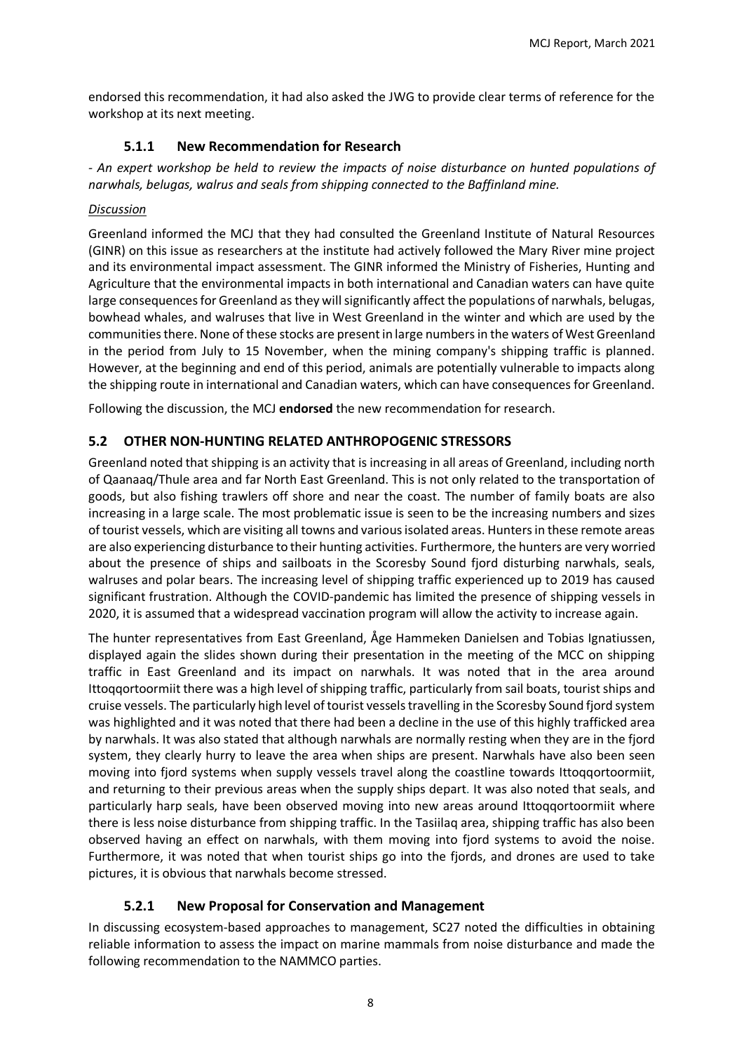endorsed this recommendation, it had also asked the JWG to provide clear terms of reference for the workshop at its next meeting.

### 5.1.1 New Recommendation for Research

*- An expert workshop be held to review the impacts of noise disturbance on hunted populations of narwhals, belugas, walrus and seals from shipping connected to the Baffinland mine.*

*Discussion*

Greenland informed the MCJ that they had consulted the Greenland Institute of Natural Resources (GINR) on this issue as researchers at the institute had actively followed the Mary River mine project and its environmental impact assessment. The GINR informed the Ministry of Fisheries, Hunting and Agriculture that the environmental impacts in both international and Canadian waters can have quite large consequences for Greenland as they will significantly affect the populations of narwhals, belugas, bowhead whales, and walruses that live in West Greenland in the winter and which are used by the communities there. None of these stocks are present in large numbers in the waters of West Greenland in the period from July to 15 November, when the mining company's shipping traffic is planned. However, at the beginning and end of this period, animals are potentially vulnerable to impacts along the shipping route in international and Canadian waters, which can have consequences for Greenland.

Following the discussion, the MCJ **endorsed** the new recommendation for research.

## 5.2 OTHER NON-HUNTING RELATED ANTHROPOGENIC STRESSORS

Greenland noted that shipping is an activity that is increasing in all areas of Greenland, including north of Qaanaaq/Thule area and far North East Greenland. This is not only related to the transportation of goods, but also fishing trawlers off shore and near the coast. The number of family boats are also increasing in a large scale. The most problematic issue is seen to be the increasing numbers and sizes of tourist vessels, which are visiting all towns and various isolated areas. Hunters in these remote areas are also experiencing disturbance to their hunting activities. Furthermore, the hunters are very worried about the presence of ships and sailboats in the Scoresby Sound fjord disturbing narwhals, seals, walruses and polar bears. The increasing level of shipping traffic experienced up to 2019 has caused significant frustration. Although the COVID-pandemic has limited the presence of shipping vessels in 2020, it is assumed that a widespread vaccination program will allow the activity to increase again.

The hunter representatives from East Greenland, Åge Hammeken Danielsen and Tobias Ignatiussen, displayed again the slides shown during their presentation in the meeting of the MCC on shipping traffic in East Greenland and its impact on narwhals. It was noted that in the area around Ittoqqortoormiit there was a high level of shipping traffic, particularly from sail boats, tourist ships and cruise vessels. The particularly high level of tourist vessels travelling in the Scoresby Sound fjord system was highlighted and it was noted that there had been a decline in the use of this highly trafficked area by narwhals. It was also stated that although narwhals are normally resting when they are in the fjord system, they clearly hurry to leave the area when ships are present. Narwhals have also been seen moving into fjord systems when supply vessels travel along the coastline towards Ittoqqortoormiit, and returning to their previous areas when the supply ships depart. It was also noted that seals, and particularly harp seals, have been observed moving into new areas around Ittoqqortoormiit where there is less noise disturbance from shipping traffic. In the Tasiilaq area, shipping traffic has also been observed having an effect on narwhals, with them moving into fjord systems to avoid the noise. Furthermore, it was noted that when tourist ships go into the fjords, and drones are used to take pictures, it is obvious that narwhals become stressed.

### 5.2.1 New Proposal for Conservation and Management

In discussing ecosystem-based approaches to management, SC27 noted the difficulties in obtaining reliable information to assess the impact on marine mammals from noise disturbance and made the following recommendation to the NAMMCO parties.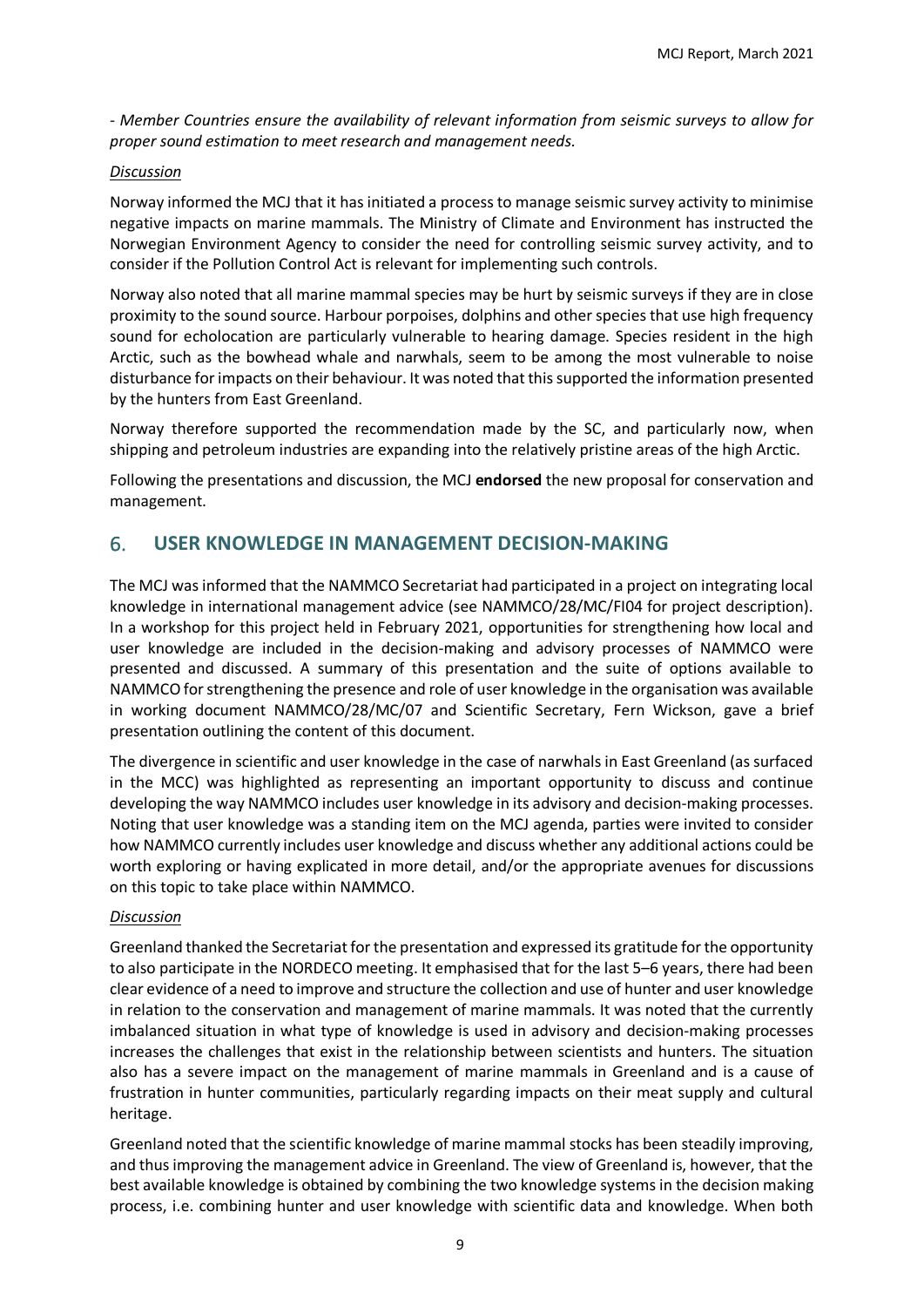*- Member Countries ensure the availability of relevant information from seismic surveys to allow for proper sound estimation to meet research and management needs.*

*Discussion*

Norway informed the MCJ that it has initiated a process to manage seismic survey activity to minimise negative impacts on marine mammals. The Ministry of Climate and Environment has instructed the Norwegian Environment Agency to consider the need for controlling seismic survey activity, and to consider if the Pollution Control Act is relevant for implementing such controls.

Norway also noted that all marine mammal species may be hurt by seismic surveys if they are in close proximity to the sound source. Harbour porpoises, dolphins and other species that use high frequency sound for echolocation are particularly vulnerable to hearing damage. Species resident in the high Arctic, such as the bowhead whale and narwhals, seem to be among the most vulnerable to noise disturbance for impacts on their behaviour. It was noted that this supported the information presented by the hunters from East Greenland.

Norway therefore supported the recommendation made by the SC, and particularly now, when shipping and petroleum industries are expanding into the relatively pristine areas of the high Arctic.

Following the presentations and discussion, the MCJ **endorsed** the new proposal for conservation and management.

## 6. USER KNOWLEDGE IN MANAGEMENT DECISION-MAKING

The MCJ was informed that the NAMMCO Secretariat had participated in a project on integrating local knowledge in international management advice (see NAMMCO/28/MC/FI04 for project description). In a workshop for this project held in February 2021, opportunities for strengthening how local and user knowledge are included in the decision-making and advisory processes of NAMMCO were presented and discussed. A summary of this presentation and the suite of options available to NAMMCO for strengthening the presence and role of user knowledge in the organisation was available in working document NAMMCO/28/MC/07 and Scientific Secretary, Fern Wickson, gave a brief presentation outlining the content of this document.

The divergence in scientific and user knowledge in the case of narwhals in East Greenland (as surfaced in the MCC) was highlighted as representing an important opportunity to discuss and continue developing the way NAMMCO includes user knowledge in its advisory and decision-making processes. Noting that user knowledge was a standing item on the MCJ agenda, parties were invited to consider how NAMMCO currently includes user knowledge and discuss whether any additional actions could be worth exploring or having explicated in more detail, and/or the appropriate avenues for discussions on this topic to take place within NAMMCO.

*Discussion*

Greenland thanked the Secretariat for the presentation and expressed its gratitude for the opportunity to also participate in the NORDECO meeting. It emphasised that for the last 5–6 years, there had been clear evidence of a need to improve and structure the collection and use of hunter and user knowledge in relation to the conservation and management of marine mammals. It was noted that the currently imbalanced situation in what type of knowledge is used in advisory and decision-making processes increases the challenges that exist in the relationship between scientists and hunters. The situation also has a severe impact on the management of marine mammals in Greenland and is a cause of frustration in hunter communities, particularly regarding impacts on their meat supply and cultural heritage.

Greenland noted that the scientific knowledge of marine mammal stocks has been steadily improving, and thus improving the management advice in Greenland. The view of Greenland is, however, that the best available knowledge is obtained by combining the two knowledge systems in the decision making process, i.e. combining hunter and user knowledge with scientific data and knowledge. When both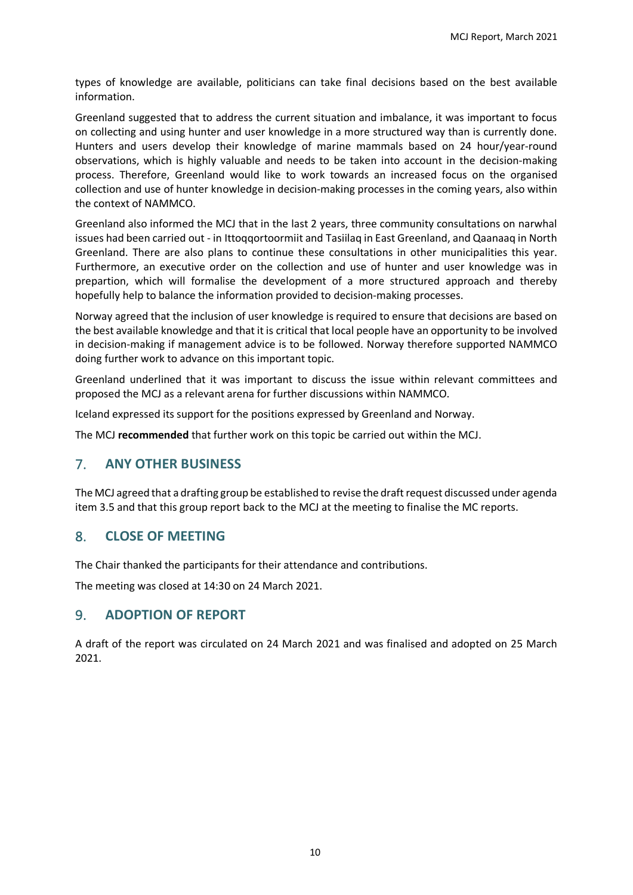types of knowledge are available, politicians can take final decisions based on the best available information.

Greenland suggested that to address the current situation and imbalance, it was important to focus on collecting and using hunter and user knowledge in a more structured way than is currently done. Hunters and users develop their knowledge of marine mammals based on 24 hour/year-round observations, which is highly valuable and needs to be taken into account in the decision-making process. Therefore, Greenland would like to work towards an increased focus on the organised collection and use of hunter knowledge in decision-making processes in the coming years, also within the context of NAMMCO.

Greenland also informed the MCJ that in the last 2 years, three community consultations on narwhal issues had been carried out - in Ittoqqortoormiit and Tasiilaq in East Greenland, and Qaanaaq in North Greenland. There are also plans to continue these consultations in other municipalities this year. Furthermore, an executive order on the collection and use of hunter and user knowledge was in prepartion, which will formalise the development of a more structured approach and thereby hopefully help to balance the information provided to decision-making processes.

Norway agreed that the inclusion of user knowledge is required to ensure that decisions are based on the best available knowledge and that it is critical that local people have an opportunity to be involved in decision-making if management advice is to be followed. Norway therefore supported NAMMCO doing further work to advance on this important topic.

Greenland underlined that it was important to discuss the issue within relevant committees and proposed the MCJ as a relevant arena for further discussions within NAMMCO.

Iceland expressed its support for the positions expressed by Greenland and Norway.

The MCJ **recommended** that further work on this topic be carried out within the MCJ.

## 7. ANY OTHER BUSINESS

The MCJ agreed that a drafting group be established to revise the draft request discussed under agenda item 3.5 and that this group report back to the MCJ at the meeting to finalise the MC reports.

## 8. CLOSE OF MEETING

The Chair thanked the participants for their attendance and contributions.

The meeting was closed at 14:30 on 24 March 2021.

## 9. ADOPTION OF REPORT

A draft of the report was circulated on 24 March 2021 and was finalised and adopted on 25 March 2021.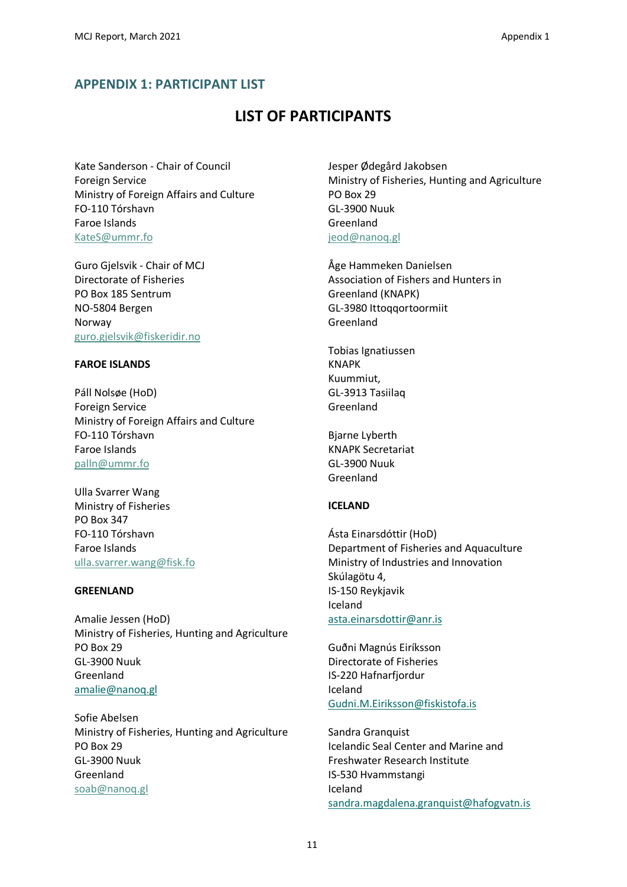## APPENDIX 1: PARTICIPANT LIST

# LIST OF PARTICIPANTS

Kate Sanderson - Chair of Council
Foreign Service
Ministry of Foreign Affairs and Culture
FO-110 Tórshavn
Faroe Islands
KateS@ummr.fo

Guro Gjelsvik - Chair of MCJ
Directorate of Fisheries
PO Box 185 Sentrum
NO-5804 Bergen
Norway
guro.gjelsvik@fiskeridir.no

**FAROE ISLANDS**

Páll Nolsøe (HoD)
Foreign Service
Ministry of Foreign Affairs and Culture
FO-110 Tórshavn
Faroe Islands
palln@ummr.fo

Ulla Svarrer Wang
Ministry of Fisheries
PO Box 347
FO-110 Tórshavn
Faroe Islands
ulla.svarrer.wang@fisk.fo

**GREENLAND**

Amalie Jessen (HoD)
Ministry of Fisheries, Hunting and Agriculture
PO Box 29
GL-3900 Nuuk
Greenland
amalie@nanoq.gl

Sofie Abelsen
Ministry of Fisheries, Hunting and Agriculture
PO Box 29
GL-3900 Nuuk
Greenland
soab@nanoq.gl

Jesper Ødegård Jakobsen
Ministry of Fisheries, Hunting and Agriculture
PO Box 29
GL-3900 Nuuk
Greenland
jeod@nanoq.gl

Åge Hammeken Danielsen
Association of Fishers and Hunters in
Greenland (KNAPK)
GL-3980 Ittoqqortoormiit
Greenland

Tobias Ignatiussen
KNAPK
Kuummiut,
GL-3913 Tasiilaq
Greenland

Bjarne Lyberth
KNAPK Secretariat
GL-3900 Nuuk
Greenland

**ICELAND**

Ásta Einarsdóttir (HoD)
Department of Fisheries and Aquaculture
Ministry of Industries and Innovation
Skúlagötu 4,
IS-150 Reykjavik
Iceland
asta.einarsdottir@anr.is

Guðni Magnús Eiríksson
Directorate of Fisheries
IS-220 Hafnarfjordur
Iceland
Gudni.M.Eiriksson@fiskistofa.is

Sandra Granquist
Icelandic Seal Center and Marine and
Freshwater Research Institute
IS-530 Hvammstangi
Iceland
sandra.magdalena.granquist@hafogvatn.is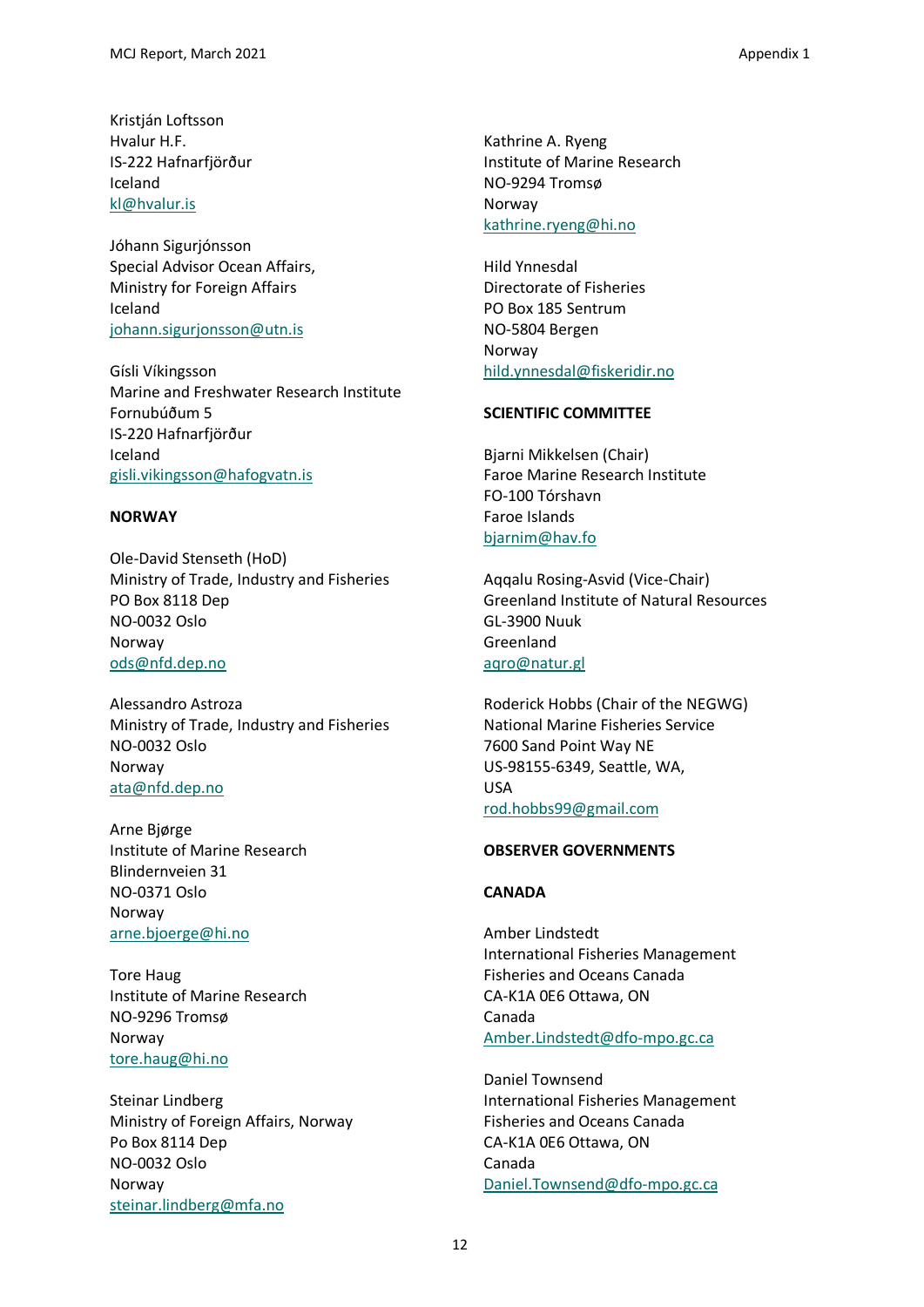Kristján Loftsson
Hvalur H.F.
IS-222 Hafnarfjörður
Iceland
kl@hvalur.is

Jóhann Sigurjónsson
Special Advisor Ocean Affairs,
Ministry for Foreign Affairs
Iceland
johann.sigurjonsson@utn.is

Gísli Víkingsson
Marine and Freshwater Research Institute
Fornubúðum 5
IS-220 Hafnarfjörður
Iceland
gisli.vikingsson@hafogvatn.is

**NORWAY**

Ole-David Stenseth (HoD)
Ministry of Trade, Industry and Fisheries
PO Box 8118 Dep
NO-0032 Oslo
Norway
ods@nfd.dep.no

Alessandro Astroza
Ministry of Trade, Industry and Fisheries
NO-0032 Oslo
Norway
ata@nfd.dep.no

Arne Bjørge
Institute of Marine Research
Blindernveien 31
NO-0371 Oslo
Norway
arne.bjoerge@hi.no

Tore Haug
Institute of Marine Research
NO-9296 Tromsø
Norway
tore.haug@hi.no

Steinar Lindberg
Ministry of Foreign Affairs, Norway
Po Box 8114 Dep
NO-0032 Oslo
Norway
steinar.lindberg@mfa.no

Kathrine A. Ryeng
Institute of Marine Research
NO-9294 Tromsø
Norway
kathrine.ryeng@hi.no

Hild Ynnesdal
Directorate of Fisheries
PO Box 185 Sentrum
NO-5804 Bergen
Norway
hild.ynnesdal@fiskeridir.no

**SCIENTIFIC COMMITTEE**

Bjarni Mikkelsen (Chair)
Faroe Marine Research Institute
FO-100 Tórshavn
Faroe Islands
bjarnim@hav.fo

Aqqalu Rosing-Asvid (Vice-Chair)
Greenland Institute of Natural Resources
GL-3900 Nuuk
Greenland
aqro@natur.gl

Roderick Hobbs (Chair of the NEGWG)
National Marine Fisheries Service
7600 Sand Point Way NE
US-98155-6349, Seattle, WA,
USA
rod.hobbs99@gmail.com

**OBSERVER GOVERNMENTS**

**CANADA**

Amber Lindstedt
International Fisheries Management
Fisheries and Oceans Canada
CA-K1A 0E6 Ottawa, ON
Canada
Amber.Lindstedt@dfo-mpo.gc.ca

Daniel Townsend
International Fisheries Management
Fisheries and Oceans Canada
CA-K1A 0E6 Ottawa, ON
Canada
Daniel.Townsend@dfo-mpo.gc.ca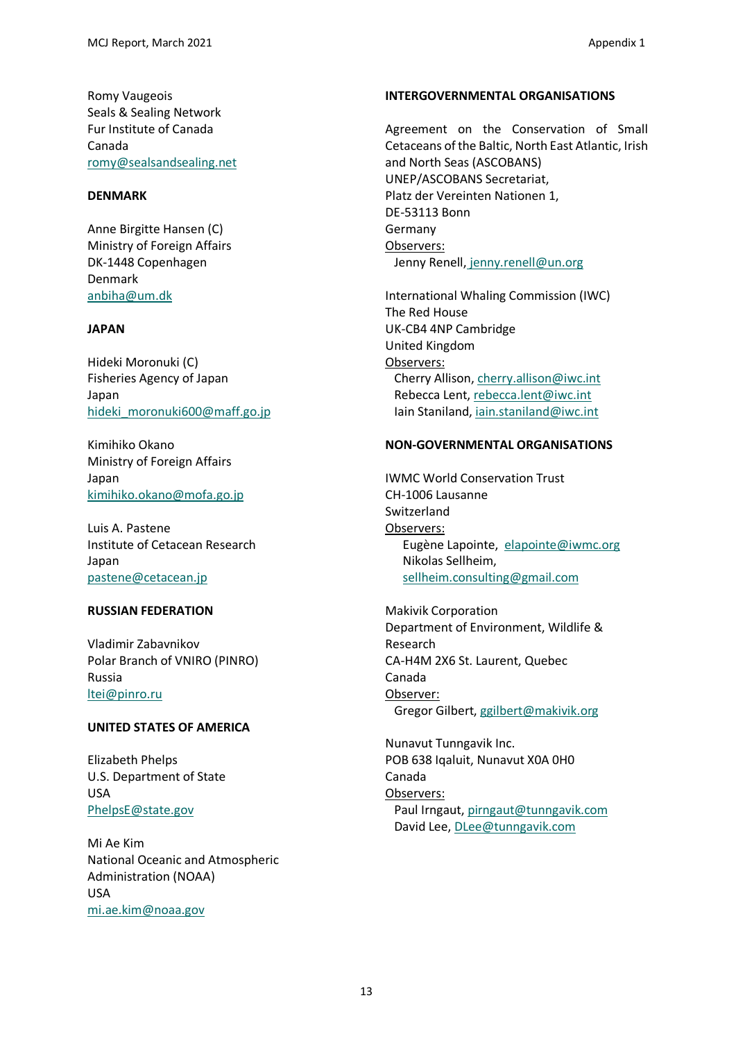Romy Vaugeois
Seals & Sealing Network
Fur Institute of Canada
Canada
romy@sealsandsealing.net

**DENMARK**

Anne Birgitte Hansen (C)
Ministry of Foreign Affairs
DK-1448 Copenhagen
Denmark
anbiha@um.dk

**JAPAN**

Hideki Moronuki (C)
Fisheries Agency of Japan
Japan
hideki_moronuki600@maff.go.jp

Kimihiko Okano
Ministry of Foreign Affairs
Japan
kimihiko.okano@mofa.go.jp

Luis A. Pastene
Institute of Cetacean Research
Japan
pastene@cetacean.jp

**RUSSIAN FEDERATION**

Vladimir Zabavnikov
Polar Branch of VNIRO (PINRO)
Russia
ltei@pinro.ru

**UNITED STATES OF AMERICA**

Elizabeth Phelps
U.S. Department of State
USA
PhelpsE@state.gov

Mi Ae Kim
National Oceanic and Atmospheric Administration (NOAA)
USA
mi.ae.kim@noaa.gov

**INTERGOVERNMENTAL ORGANISATIONS**

Agreement on the Conservation of Small Cetaceans of the Baltic, North East Atlantic, Irish and North Seas (ASCOBANS)
UNEP/ASCOBANS Secretariat,
Platz der Vereinten Nationen 1,
DE-53113 Bonn
Germany
Observers:
Jenny Renell, jenny.renell@un.org

International Whaling Commission (IWC)
The Red House
UK-CB4 4NP Cambridge
United Kingdom
Observers:
Cherry Allison, cherry.allison@iwc.int
Rebecca Lent, rebecca.lent@iwc.int
Iain Staniland, iain.staniland@iwc.int

**NON-GOVERNMENTAL ORGANISATIONS**

IWMC World Conservation Trust
CH-1006 Lausanne
Switzerland
Observers:
Eugène Lapointe, elapointe@iwmc.org
Nikolas Sellheim, sellheim.consulting@gmail.com

Makivik Corporation
Department of Environment, Wildlife & Research
CA-H4M 2X6 St. Laurent, Quebec
Canada
Observer:
Gregor Gilbert, ggilbert@makivik.org

Nunavut Tunngavik Inc.
POB 638 Iqaluit, Nunavut X0A 0H0
Canada
Observers:
Paul Irngaut, pirngaut@tunngavik.com
David Lee, DLee@tunngavik.com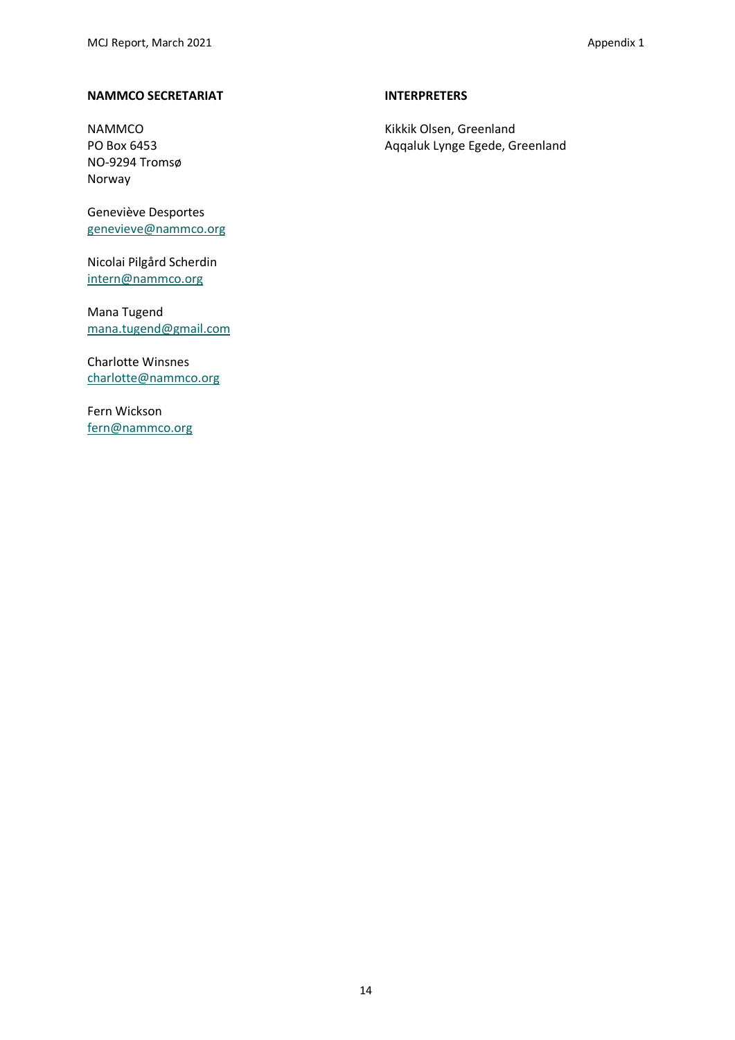**NAMMCO SECRETARIAT**

NAMMCO
PO Box 6453
NO-9294 Tromsø
Norway

Geneviève Desportes
genevieve@nammco.org

Nicolai Pilgård Scherdin
intern@nammco.org

Mana Tugend
mana.tugend@gmail.com

Charlotte Winsnes
charlotte@nammco.org

Fern Wickson
fern@nammco.org

**INTERPRETERS**

Kikkik Olsen, Greenland
Aqqaluk Lynge Egede, Greenland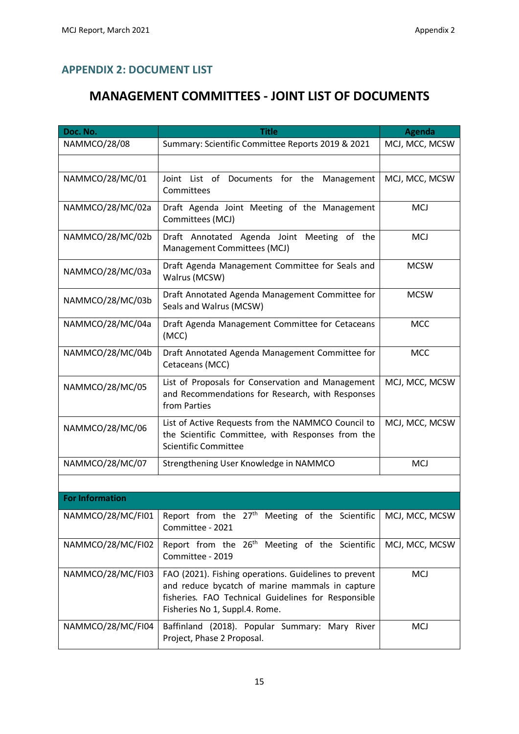## APPENDIX 2: DOCUMENT LIST

# MANAGEMENT COMMITTEES - JOINT LIST OF DOCUMENTS

| Doc. No. | Title | Agenda |
|---|---|---|
| NAMMCO/28/08 | Summary: Scientific Committee Reports 2019 & 2021 | MCJ, MCC, MCSW |
| | | |
| NAMMCO/28/MC/01 | Joint List of Documents for the Management Committees | MCJ, MCC, MCSW |
| NAMMCO/28/MC/02a | Draft Agenda Joint Meeting of the Management Committees (MCJ) | MCJ |
| NAMMCO/28/MC/02b | Draft Annotated Agenda Joint Meeting of the Management Committees (MCJ) | MCJ |
| NAMMCO/28/MC/03a | Draft Agenda Management Committee for Seals and Walrus (MCSW) | MCSW |
| NAMMCO/28/MC/03b | Draft Annotated Agenda Management Committee for Seals and Walrus (MCSW) | MCSW |
| NAMMCO/28/MC/04a | Draft Agenda Management Committee for Cetaceans (MCC) | MCC |
| NAMMCO/28/MC/04b | Draft Annotated Agenda Management Committee for Cetaceans (MCC) | MCC |
| NAMMCO/28/MC/05 | List of Proposals for Conservation and Management and Recommendations for Research, with Responses from Parties | MCJ, MCC, MCSW |
| NAMMCO/28/MC/06 | List of Active Requests from the NAMMCO Council to the Scientific Committee, with Responses from the Scientific Committee | MCJ, MCC, MCSW |
| NAMMCO/28/MC/07 | Strengthening User Knowledge in NAMMCO | MCJ |
| | | |
| **For Information** | | |
| NAMMCO/28/MC/FI01 | Report from the 27th Meeting of the Scientific Committee - 2021 | MCJ, MCC, MCSW |
| NAMMCO/28/MC/FI02 | Report from the 26th Meeting of the Scientific Committee - 2019 | MCJ, MCC, MCSW |
| NAMMCO/28/MC/FI03 | FAO (2021). Fishing operations. Guidelines to prevent and reduce bycatch of marine mammals in capture fisheries. FAO Technical Guidelines for Responsible Fisheries No 1, Suppl.4. Rome. | MCJ |
| NAMMCO/28/MC/FI04 | Baffinland (2018). Popular Summary: Mary River Project, Phase 2 Proposal. | MCJ |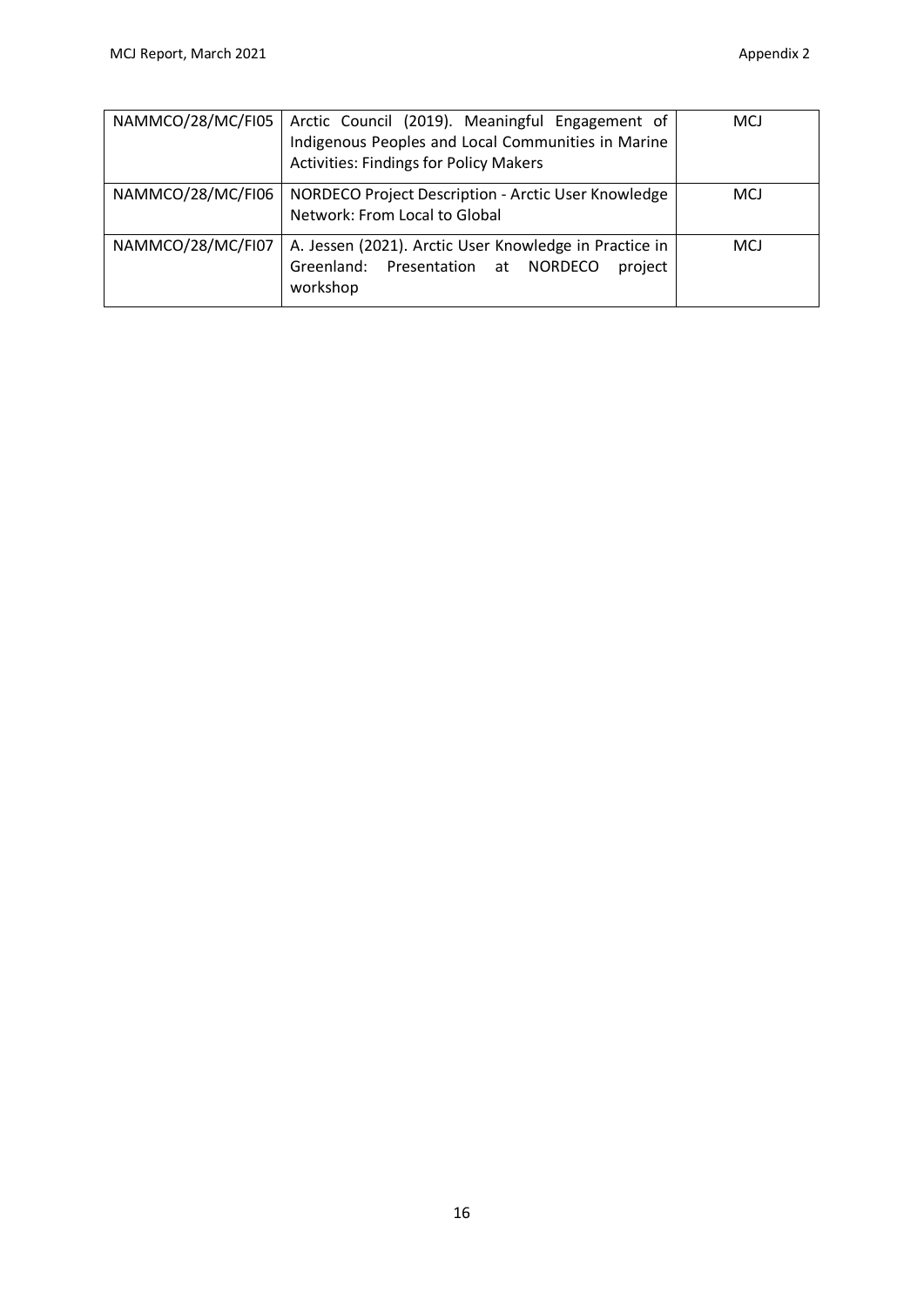| | | |
|---|---|---|
| NAMMCO/28/MC/FI05 | Arctic Council (2019). Meaningful Engagement of Indigenous Peoples and Local Communities in Marine Activities: Findings for Policy Makers | MCJ |
| NAMMCO/28/MC/FI06 | NORDECO Project Description - Arctic User Knowledge Network: From Local to Global | MCJ |
| NAMMCO/28/MC/FI07 | A. Jessen (2021). Arctic User Knowledge in Practice in Greenland: Presentation at NORDECO project workshop | MCJ |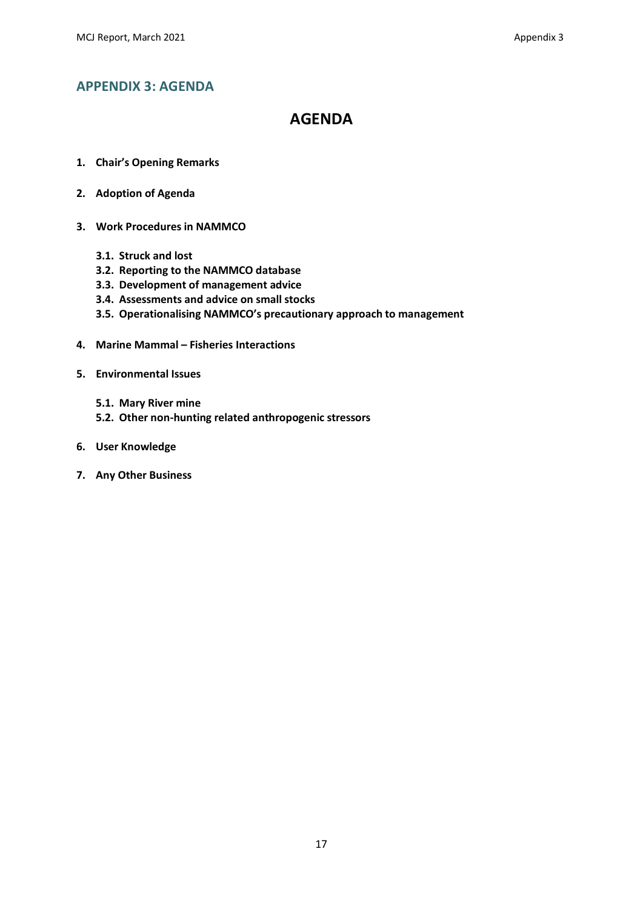## APPENDIX 3: AGENDA

# AGENDA

1. **Chair's Opening Remarks**

2. **Adoption of Agenda**

3. **Work Procedures in NAMMCO**

   3.1. **Struck and lost**
   3.2. **Reporting to the NAMMCO database**
   3.3. **Development of management advice**
   3.4. **Assessments and advice on small stocks**
   3.5. **Operationalising NAMMCO's precautionary approach to management**

4. **Marine Mammal – Fisheries Interactions**

5. **Environmental Issues**

   5.1. **Mary River mine**
   5.2. **Other non-hunting related anthropogenic stressors**

6. **User Knowledge**

7. **Any Other Business**